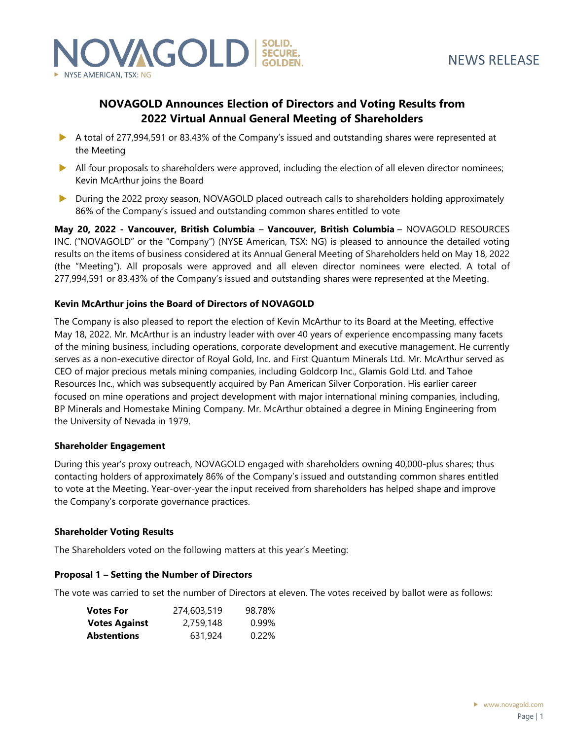NOVAGOLD SOLID. SECURE. GOLDEN.

NYSE AMERICAN, TSX: NG

NEWS RELEASE

# NOVAGOLD Announces Election of Directors and Voting Results from 2022 Virtual Annual General Meeting of Shareholders

- A total of 277,994,591 or 83.43% of the Company's issued and outstanding shares were represented at the Meeting
- All four proposals to shareholders were approved, including the election of all eleven director nominees; Kevin McArthur joins the Board
- During the 2022 proxy season, NOVAGOLD placed outreach calls to shareholders holding approximately 86% of the Company's issued and outstanding common shares entitled to vote

**May 20, 2022 - Vancouver, British Columbia** – **Vancouver, British Columbia** – NOVAGOLD RESOURCES INC. ("NOVAGOLD" or the "Company") (NYSE American, TSX: NG) is pleased to announce the detailed voting results on the items of business considered at its Annual General Meeting of Shareholders held on May 18, 2022 (the "Meeting"). All proposals were approved and all eleven director nominees were elected. A total of 277,994,591 or 83.43% of the Company's issued and outstanding shares were represented at the Meeting.

**Kevin McArthur joins the Board of Directors of NOVAGOLD**

The Company is also pleased to report the election of Kevin McArthur to its Board at the Meeting, effective May 18, 2022. Mr. McArthur is an industry leader with over 40 years of experience encompassing many facets of the mining business, including operations, corporate development and executive management. He currently serves as a non-executive director of Royal Gold, Inc. and First Quantum Minerals Ltd. Mr. McArthur served as CEO of major precious metals mining companies, including Goldcorp Inc., Glamis Gold Ltd. and Tahoe Resources Inc., which was subsequently acquired by Pan American Silver Corporation. His earlier career focused on mine operations and project development with major international mining companies, including, BP Minerals and Homestake Mining Company. Mr. McArthur obtained a degree in Mining Engineering from the University of Nevada in 1979.

**Shareholder Engagement**

During this year's proxy outreach, NOVAGOLD engaged with shareholders owning 40,000-plus shares; thus contacting holders of approximately 86% of the Company's issued and outstanding common shares entitled to vote at the Meeting. Year-over-year the input received from shareholders has helped shape and improve the Company's corporate governance practices.

**Shareholder Voting Results**

The Shareholders voted on the following matters at this year's Meeting:

**Proposal 1 – Setting the Number of Directors**

The vote was carried to set the number of Directors at eleven. The votes received by ballot were as follows:

| | | |
|---|---|---|
| **Votes For** | 274,603,519 | 98.78% |
| **Votes Against** | 2,759,148 | 0.99% |
| **Abstentions** | 631,924 | 0.22% |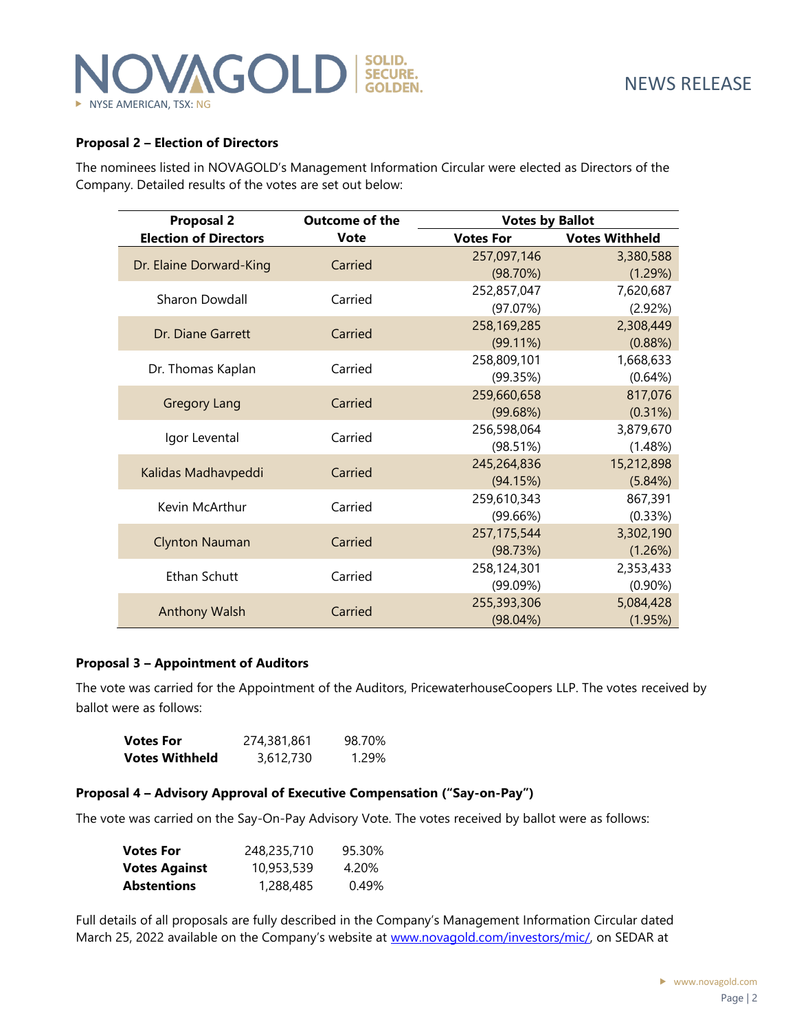**Proposal 2 – Election of Directors**

The nominees listed in NOVAGOLD's Management Information Circular were elected as Directors of the Company. Detailed results of the votes are set out below:

| Proposal 2 Election of Directors | Outcome of the Vote | Votes by Ballot | |
|---|---|---|---|
| | | Votes For | Votes Withheld |
| Dr. Elaine Dorward-King | Carried | 257,097,146 (98.70%) | 3,380,588 (1.29%) |
| Sharon Dowdall | Carried | 252,857,047 (97.07%) | 7,620,687 (2.92%) |
| Dr. Diane Garrett | Carried | 258,169,285 (99.11%) | 2,308,449 (0.88%) |
| Dr. Thomas Kaplan | Carried | 258,809,101 (99.35%) | 1,668,633 (0.64%) |
| Gregory Lang | Carried | 259,660,658 (99.68%) | 817,076 (0.31%) |
| Igor Levental | Carried | 256,598,064 (98.51%) | 3,879,670 (1.48%) |
| Kalidas Madhavpeddi | Carried | 245,264,836 (94.15%) | 15,212,898 (5.84%) |
| Kevin McArthur | Carried | 259,610,343 (99.66%) | 867,391 (0.33%) |
| Clynton Nauman | Carried | 257,175,544 (98.73%) | 3,302,190 (1.26%) |
| Ethan Schutt | Carried | 258,124,301 (99.09%) | 2,353,433 (0.90%) |
| Anthony Walsh | Carried | 255,393,306 (98.04%) | 5,084,428 (1.95%) |

**Proposal 3 – Appointment of Auditors**

The vote was carried for the Appointment of the Auditors, PricewaterhouseCoopers LLP. The votes received by ballot were as follows:

| | | |
|---|---|---|
| **Votes For** | 274,381,861 | 98.70% |
| **Votes Withheld** | 3,612,730 | 1.29% |

**Proposal 4 – Advisory Approval of Executive Compensation ("Say-on-Pay")**

The vote was carried on the Say-On-Pay Advisory Vote. The votes received by ballot were as follows:

| | | |
|---|---|---|
| **Votes For** | 248,235,710 | 95.30% |
| **Votes Against** | 10,953,539 | 4.20% |
| **Abstentions** | 1,288,485 | 0.49% |

Full details of all proposals are fully described in the Company's Management Information Circular dated March 25, 2022 available on the Company's website at www.novagold.com/investors/mic/, on SEDAR at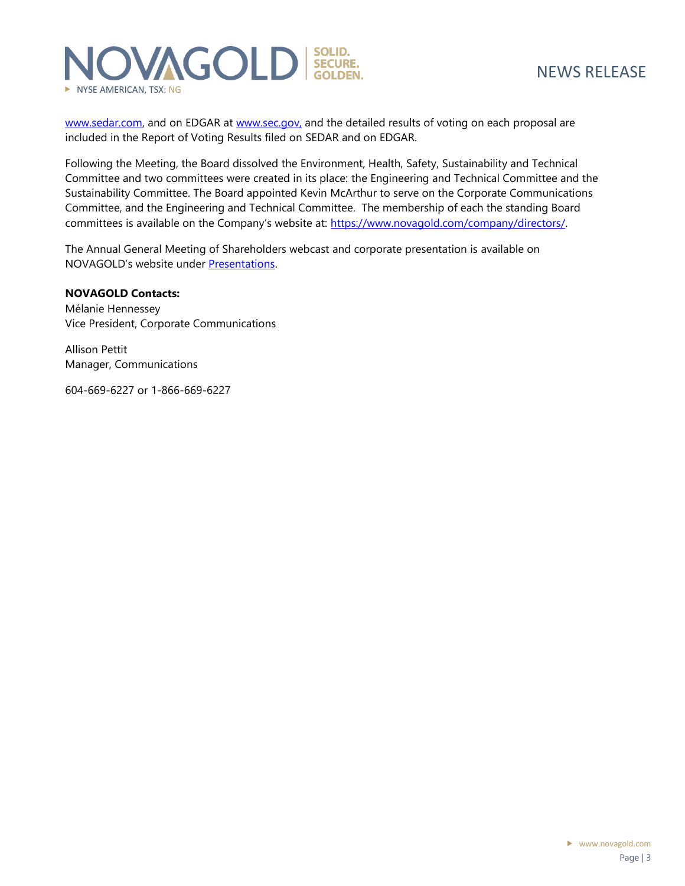www.sedar.com, and on EDGAR at www.sec.gov, and the detailed results of voting on each proposal are included in the Report of Voting Results filed on SEDAR and on EDGAR.

Following the Meeting, the Board dissolved the Environment, Health, Safety, Sustainability and Technical Committee and two committees were created in its place: the Engineering and Technical Committee and the Sustainability Committee. The Board appointed Kevin McArthur to serve on the Corporate Communications Committee, and the Engineering and Technical Committee. The membership of each the standing Board committees is available on the Company's website at: https://www.novagold.com/company/directors/.

The Annual General Meeting of Shareholders webcast and corporate presentation is available on NOVAGOLD's website under Presentations.

**NOVAGOLD Contacts:**
Mélanie Hennessey
Vice President, Corporate Communications

Allison Pettit
Manager, Communications

604-669-6227 or 1-866-669-6227